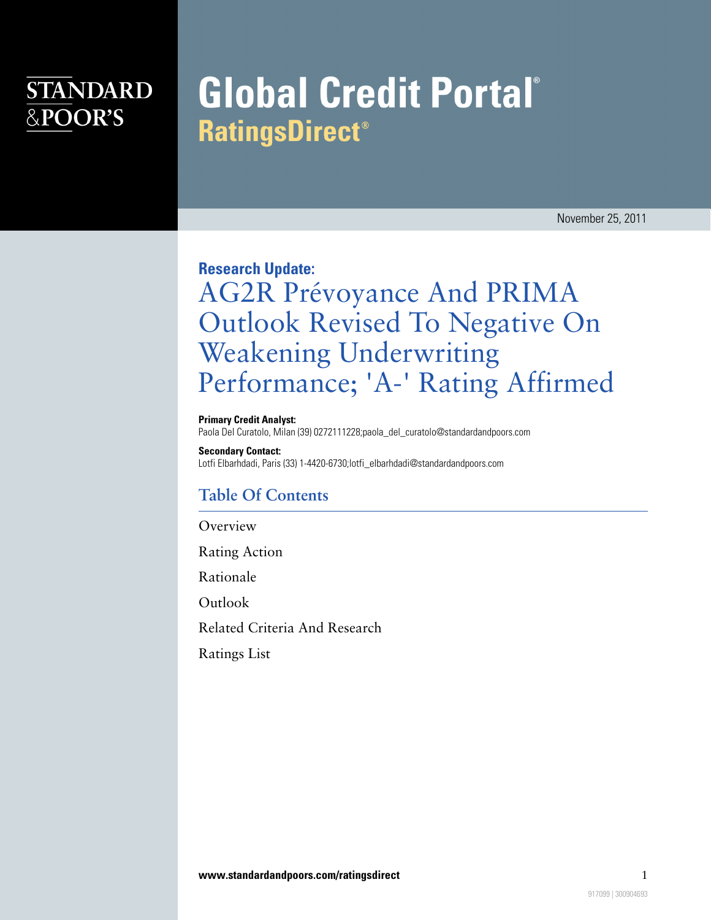STANDARD & POOR'S

# Global Credit Portal®
## RatingsDirect®

November 25, 2011

**Research Update:**

# AG2R Prévoyance And PRIMA Outlook Revised To Negative On Weakening Underwriting Performance; 'A-' Rating Affirmed

**Primary Credit Analyst:**
Paola Del Curatolo, Milan (39) 0272111228;paola_del_curatolo@standardandpoors.com

**Secondary Contact:**
Lotfi Elbarhdadi, Paris (33) 1-4420-6730;lotfi_elbarhdadi@standardandpoors.com

## Table Of Contents

Overview

Rating Action

Rationale

Outlook

Related Criteria And Research

Ratings List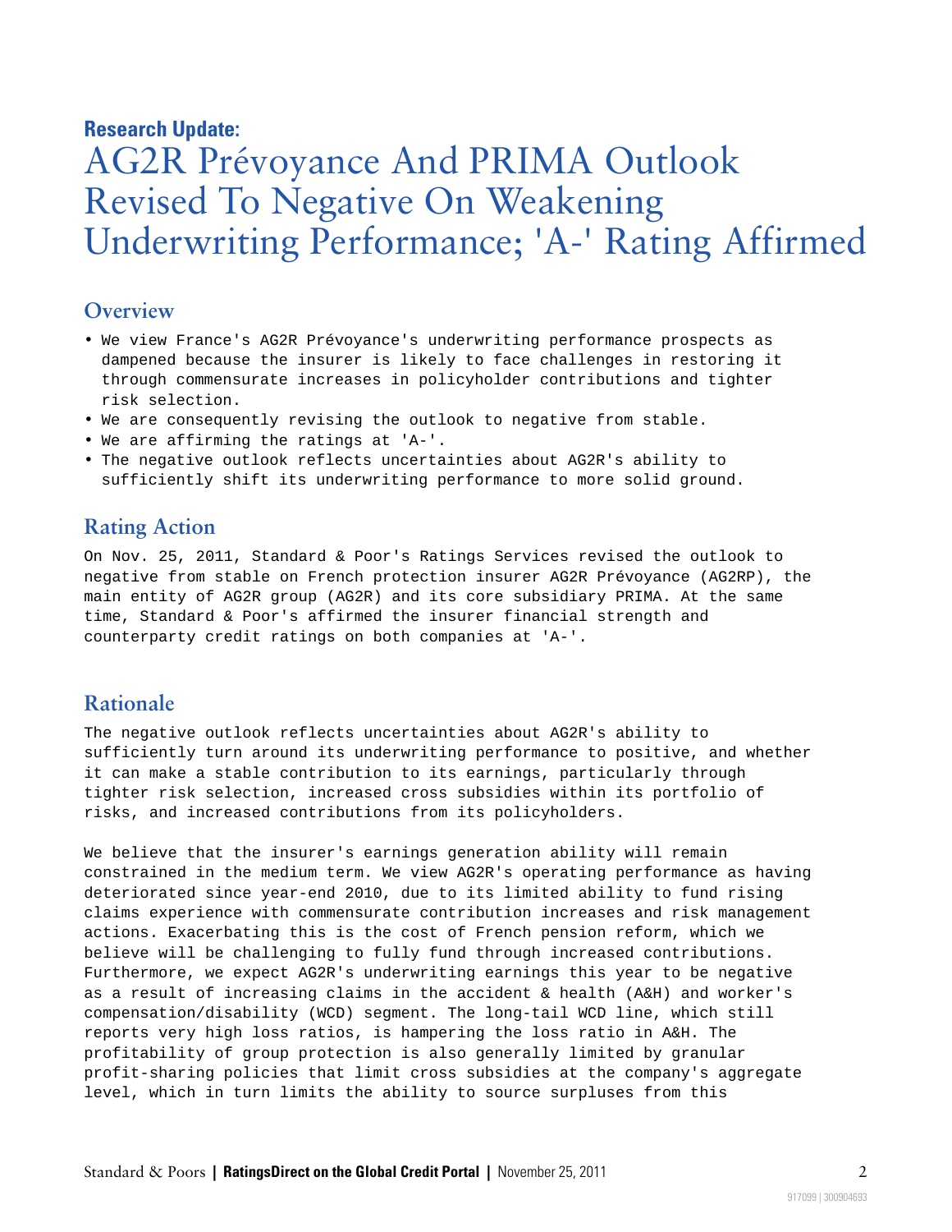Research Update:

# AG2R Prévoyance And PRIMA Outlook Revised To Negative On Weakening Underwriting Performance; 'A-' Rating Affirmed

## Overview

- We view France's AG2R Prévoyance's underwriting performance prospects as dampened because the insurer is likely to face challenges in restoring it through commensurate increases in policyholder contributions and tighter risk selection.
- We are consequently revising the outlook to negative from stable.
- We are affirming the ratings at 'A-'.
- The negative outlook reflects uncertainties about AG2R's ability to sufficiently shift its underwriting performance to more solid ground.

## Rating Action

On Nov. 25, 2011, Standard & Poor's Ratings Services revised the outlook to negative from stable on French protection insurer AG2R Prévoyance (AG2RP), the main entity of AG2R group (AG2R) and its core subsidiary PRIMA. At the same time, Standard & Poor's affirmed the insurer financial strength and counterparty credit ratings on both companies at 'A-'.

## Rationale

The negative outlook reflects uncertainties about AG2R's ability to sufficiently turn around its underwriting performance to positive, and whether it can make a stable contribution to its earnings, particularly through tighter risk selection, increased cross subsidies within its portfolio of risks, and increased contributions from its policyholders.

We believe that the insurer's earnings generation ability will remain constrained in the medium term. We view AG2R's operating performance as having deteriorated since year-end 2010, due to its limited ability to fund rising claims experience with commensurate contribution increases and risk management actions. Exacerbating this is the cost of French pension reform, which we believe will be challenging to fully fund through increased contributions. Furthermore, we expect AG2R's underwriting earnings this year to be negative as a result of increasing claims in the accident & health (A&H) and worker's compensation/disability (WCD) segment. The long-tail WCD line, which still reports very high loss ratios, is hampering the loss ratio in A&H. The profitability of group protection is also generally limited by granular profit-sharing policies that limit cross subsidies at the company's aggregate level, which in turn limits the ability to source surpluses from this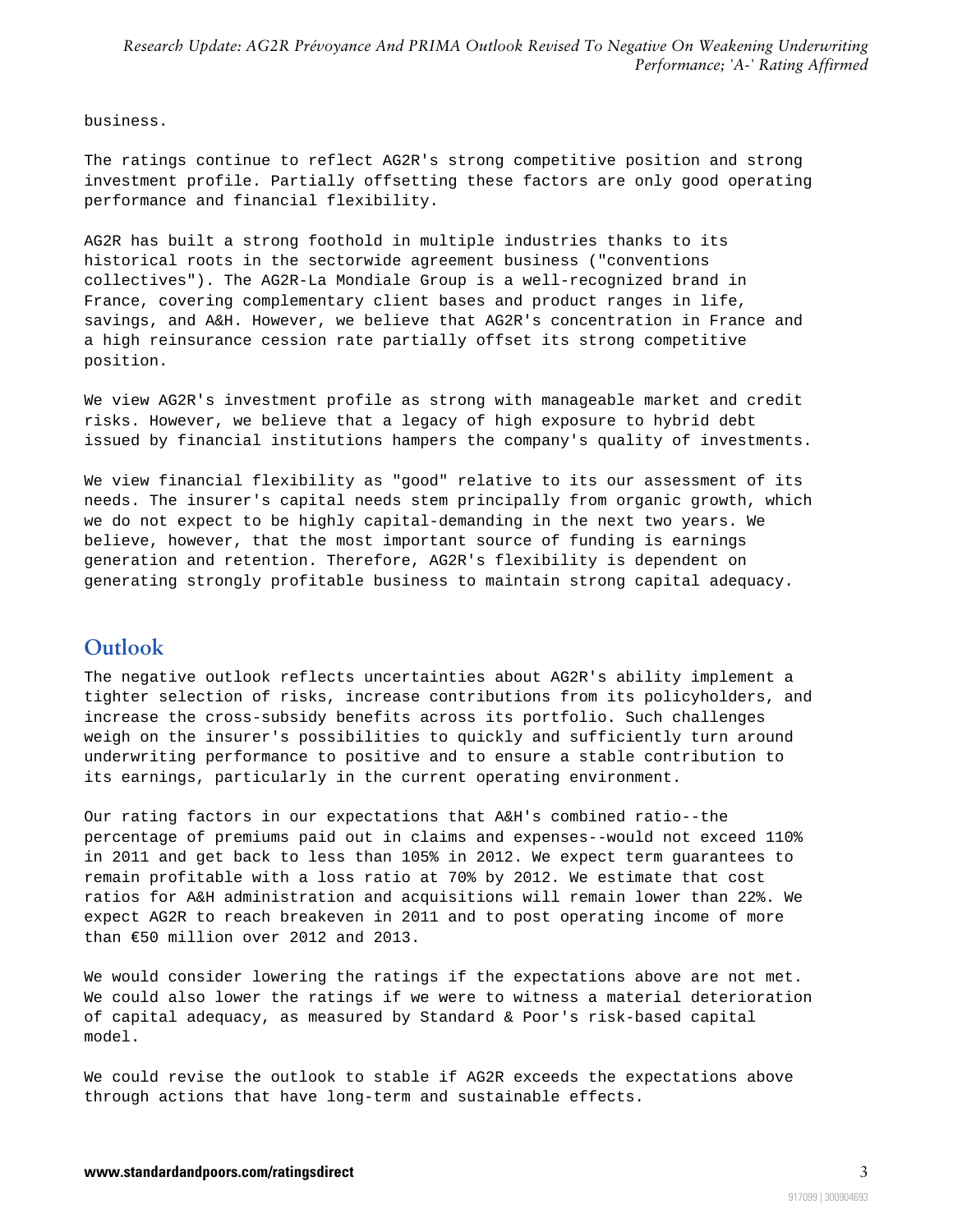business.

The ratings continue to reflect AG2R's strong competitive position and strong investment profile. Partially offsetting these factors are only good operating performance and financial flexibility.

AG2R has built a strong foothold in multiple industries thanks to its historical roots in the sectorwide agreement business ("conventions collectives"). The AG2R-La Mondiale Group is a well-recognized brand in France, covering complementary client bases and product ranges in life, savings, and A&H. However, we believe that AG2R's concentration in France and a high reinsurance cession rate partially offset its strong competitive position.

We view AG2R's investment profile as strong with manageable market and credit risks. However, we believe that a legacy of high exposure to hybrid debt issued by financial institutions hampers the company's quality of investments.

We view financial flexibility as "good" relative to its our assessment of its needs. The insurer's capital needs stem principally from organic growth, which we do not expect to be highly capital-demanding in the next two years. We believe, however, that the most important source of funding is earnings generation and retention. Therefore, AG2R's flexibility is dependent on generating strongly profitable business to maintain strong capital adequacy.

## Outlook

The negative outlook reflects uncertainties about AG2R's ability implement a tighter selection of risks, increase contributions from its policyholders, and increase the cross-subsidy benefits across its portfolio. Such challenges weigh on the insurer's possibilities to quickly and sufficiently turn around underwriting performance to positive and to ensure a stable contribution to its earnings, particularly in the current operating environment.

Our rating factors in our expectations that A&H's combined ratio--the percentage of premiums paid out in claims and expenses--would not exceed 110% in 2011 and get back to less than 105% in 2012. We expect term guarantees to remain profitable with a loss ratio at 70% by 2012. We estimate that cost ratios for A&H administration and acquisitions will remain lower than 22%. We expect AG2R to reach breakeven in 2011 and to post operating income of more than €50 million over 2012 and 2013.

We would consider lowering the ratings if the expectations above are not met. We could also lower the ratings if we were to witness a material deterioration of capital adequacy, as measured by Standard & Poor's risk-based capital model.

We could revise the outlook to stable if AG2R exceeds the expectations above through actions that have long-term and sustainable effects.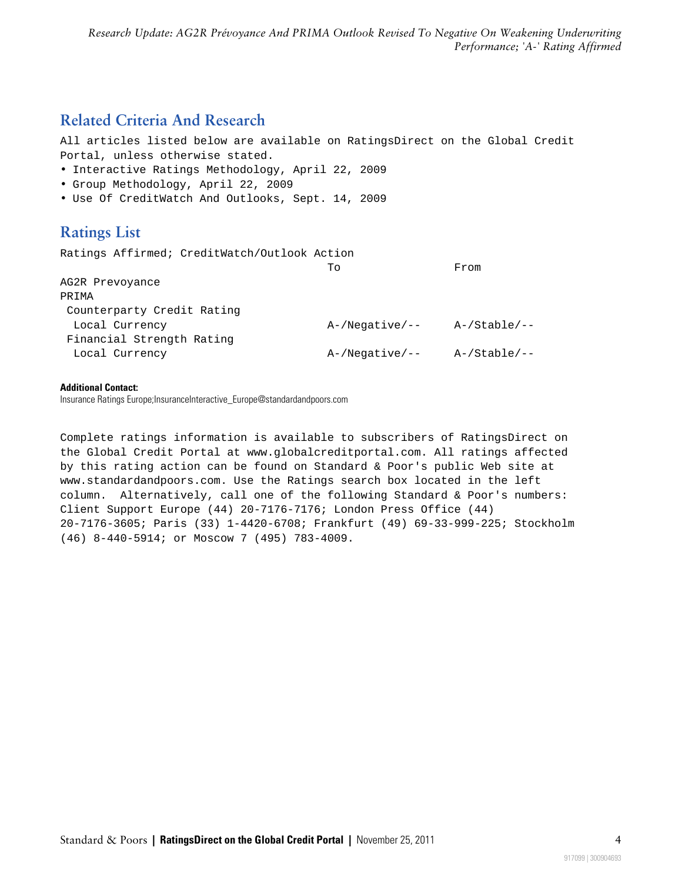## Related Criteria And Research

All articles listed below are available on RatingsDirect on the Global Credit Portal, unless otherwise stated.

- Interactive Ratings Methodology, April 22, 2009
- Group Methodology, April 22, 2009
- Use Of CreditWatch And Outlooks, Sept. 14, 2009

## Ratings List

Ratings Affirmed; CreditWatch/Outlook Action

| | To | From |
|---|---|---|
| AG2R Prevoyance | | |
| PRIMA | | |
| Counterparty Credit Rating | | |
| Local Currency | A-/Negative/-- | A-/Stable/-- |
| Financial Strength Rating | | |
| Local Currency | A-/Negative/-- | A-/Stable/-- |

**Additional Contact:**
Insurance Ratings Europe;InsuranceInteractive_Europe@standardandpoors.com

Complete ratings information is available to subscribers of RatingsDirect on the Global Credit Portal at www.globalcreditportal.com. All ratings affected by this rating action can be found on Standard & Poor's public Web site at www.standardandpoors.com. Use the Ratings search box located in the left column. Alternatively, call one of the following Standard & Poor's numbers: Client Support Europe (44) 20-7176-7176; London Press Office (44) 20-7176-3605; Paris (33) 1-4420-6708; Frankfurt (49) 69-33-999-225; Stockholm (46) 8-440-5914; or Moscow 7 (495) 783-4009.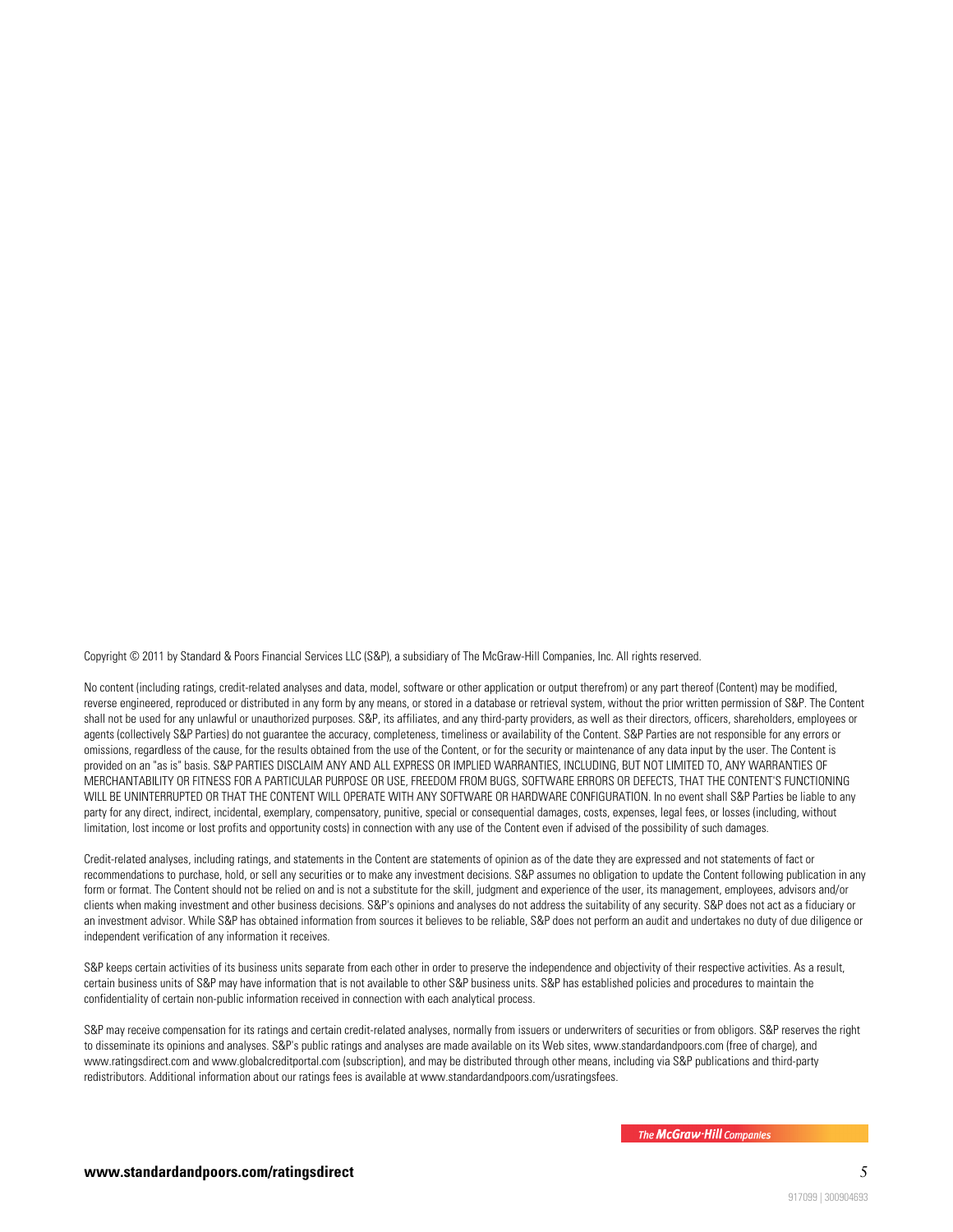Copyright © 2011 by Standard & Poors Financial Services LLC (S&P), a subsidiary of The McGraw-Hill Companies, Inc. All rights reserved.

No content (including ratings, credit-related analyses and data, model, software or other application or output therefrom) or any part thereof (Content) may be modified, reverse engineered, reproduced or distributed in any form by any means, or stored in a database or retrieval system, without the prior written permission of S&P. The Content shall not be used for any unlawful or unauthorized purposes. S&P, its affiliates, and any third-party providers, as well as their directors, officers, shareholders, employees or agents (collectively S&P Parties) do not guarantee the accuracy, completeness, timeliness or availability of the Content. S&P Parties are not responsible for any errors or omissions, regardless of the cause, for the results obtained from the use of the Content, or for the security or maintenance of any data input by the user. The Content is provided on an "as is" basis. S&P PARTIES DISCLAIM ANY AND ALL EXPRESS OR IMPLIED WARRANTIES, INCLUDING, BUT NOT LIMITED TO, ANY WARRANTIES OF MERCHANTABILITY OR FITNESS FOR A PARTICULAR PURPOSE OR USE, FREEDOM FROM BUGS, SOFTWARE ERRORS OR DEFECTS, THAT THE CONTENT'S FUNCTIONING WILL BE UNINTERRUPTED OR THAT THE CONTENT WILL OPERATE WITH ANY SOFTWARE OR HARDWARE CONFIGURATION. In no event shall S&P Parties be liable to any party for any direct, indirect, incidental, exemplary, compensatory, punitive, special or consequential damages, costs, expenses, legal fees, or losses (including, without limitation, lost income or lost profits and opportunity costs) in connection with any use of the Content even if advised of the possibility of such damages.

Credit-related analyses, including ratings, and statements in the Content are statements of opinion as of the date they are expressed and not statements of fact or recommendations to purchase, hold, or sell any securities or to make any investment decisions. S&P assumes no obligation to update the Content following publication in any form or format. The Content should not be relied on and is not a substitute for the skill, judgment and experience of the user, its management, employees, advisors and/or clients when making investment and other business decisions. S&P's opinions and analyses do not address the suitability of any security. S&P does not act as a fiduciary or an investment advisor. While S&P has obtained information from sources it believes to be reliable, S&P does not perform an audit and undertakes no duty of due diligence or independent verification of any information it receives.

S&P keeps certain activities of its business units separate from each other in order to preserve the independence and objectivity of their respective activities. As a result, certain business units of S&P may have information that is not available to other S&P business units. S&P has established policies and procedures to maintain the confidentiality of certain non-public information received in connection with each analytical process.

S&P may receive compensation for its ratings and certain credit-related analyses, normally from issuers or underwriters of securities or from obligors. S&P reserves the right to disseminate its opinions and analyses. S&P's public ratings and analyses are made available on its Web sites, www.standardandpoors.com (free of charge), and www.ratingsdirect.com and www.globalcreditportal.com (subscription), and may be distributed through other means, including via S&P publications and third-party redistributors. Additional information about our ratings fees is available at www.standardandpoors.com/usratingsfees.

The McGraw·Hill Companies